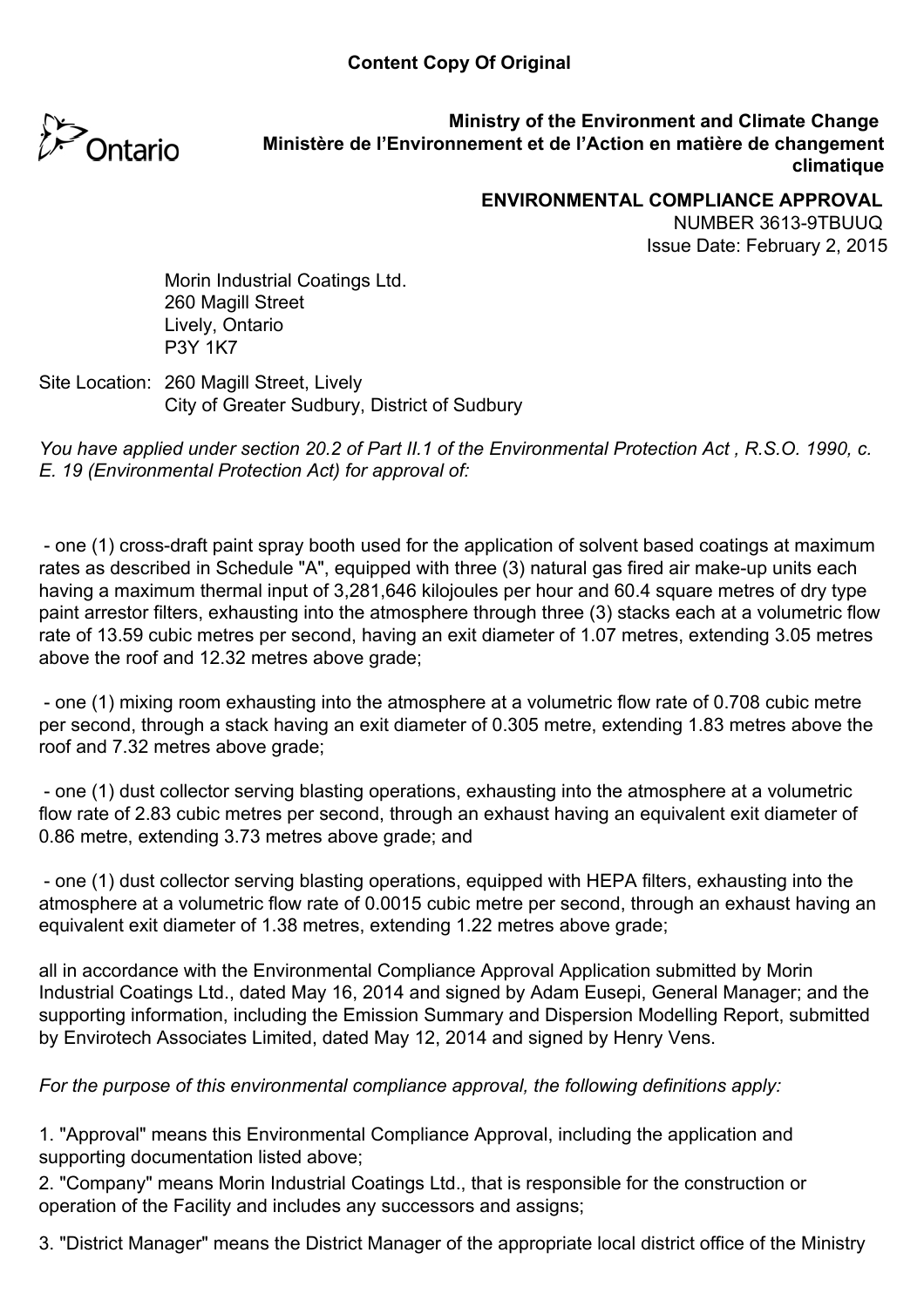**Content Copy Of Original**

Ontario

**Ministry of the Environment and Climate Change**
**Ministère de l'Environnement et de l'Action en matière de changement climatique**

**ENVIRONMENTAL COMPLIANCE APPROVAL**
NUMBER 3613-9TBUUQ
Issue Date: February 2, 2015

Morin Industrial Coatings Ltd.
260 Magill Street
Lively, Ontario
P3Y 1K7

Site Location: 260 Magill Street, Lively
City of Greater Sudbury, District of Sudbury

*You have applied under section 20.2 of Part II.1 of the Environmental Protection Act , R.S.O. 1990, c. E. 19 (Environmental Protection Act) for approval of:*

- one (1) cross-draft paint spray booth used for the application of solvent based coatings at maximum rates as described in Schedule "A", equipped with three (3) natural gas fired air make-up units each having a maximum thermal input of 3,281,646 kilojoules per hour and 60.4 square metres of dry type paint arrestor filters, exhausting into the atmosphere through three (3) stacks each at a volumetric flow rate of 13.59 cubic metres per second, having an exit diameter of 1.07 metres, extending 3.05 metres above the roof and 12.32 metres above grade;

- one (1) mixing room exhausting into the atmosphere at a volumetric flow rate of 0.708 cubic metre per second, through a stack having an exit diameter of 0.305 metre, extending 1.83 metres above the roof and 7.32 metres above grade;

- one (1) dust collector serving blasting operations, exhausting into the atmosphere at a volumetric flow rate of 2.83 cubic metres per second, through an exhaust having an equivalent exit diameter of 0.86 metre, extending 3.73 metres above grade; and

- one (1) dust collector serving blasting operations, equipped with HEPA filters, exhausting into the atmosphere at a volumetric flow rate of 0.0015 cubic metre per second, through an exhaust having an equivalent exit diameter of 1.38 metres, extending 1.22 metres above grade;

all in accordance with the Environmental Compliance Approval Application submitted by Morin Industrial Coatings Ltd., dated May 16, 2014 and signed by Adam Eusepi, General Manager; and the supporting information, including the Emission Summary and Dispersion Modelling Report, submitted by Envirotech Associates Limited, dated May 12, 2014 and signed by Henry Vens.

*For the purpose of this environmental compliance approval, the following definitions apply:*

1. "Approval" means this Environmental Compliance Approval, including the application and supporting documentation listed above;
2. "Company" means Morin Industrial Coatings Ltd., that is responsible for the construction or operation of the Facility and includes any successors and assigns;
3. "District Manager" means the District Manager of the appropriate local district office of the Ministry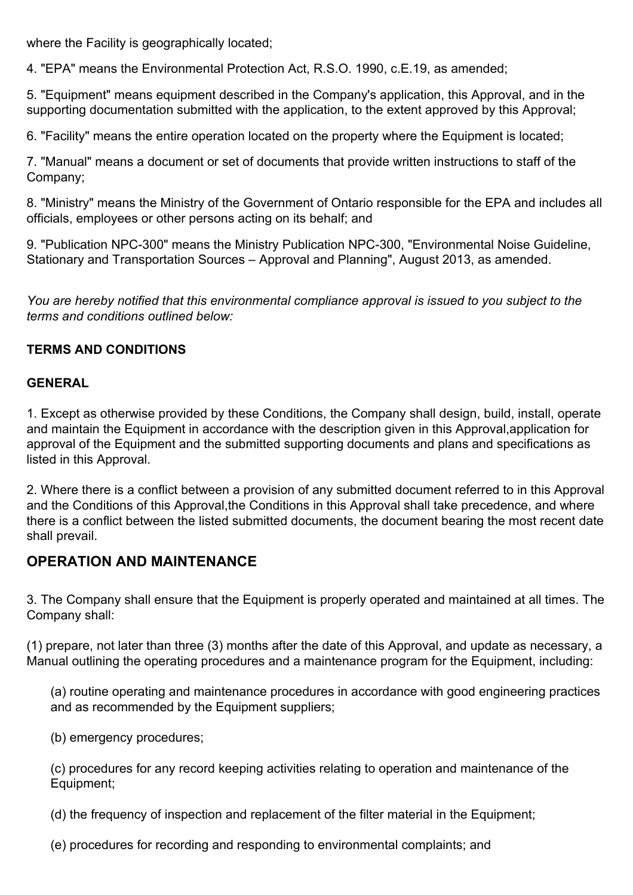where the Facility is geographically located;

4. "EPA" means the Environmental Protection Act, R.S.O. 1990, c.E.19, as amended;

5. "Equipment" means equipment described in the Company's application, this Approval, and in the supporting documentation submitted with the application, to the extent approved by this Approval;

6. "Facility" means the entire operation located on the property where the Equipment is located;

7. "Manual" means a document or set of documents that provide written instructions to staff of the Company;

8. "Ministry" means the Ministry of the Government of Ontario responsible for the EPA and includes all officials, employees or other persons acting on its behalf; and

9. "Publication NPC-300" means the Ministry Publication NPC-300, "Environmental Noise Guideline, Stationary and Transportation Sources – Approval and Planning", August 2013, as amended.

*You are hereby notified that this environmental compliance approval is issued to you subject to the terms and conditions outlined below:*

**TERMS AND CONDITIONS**

**GENERAL**

1. Except as otherwise provided by these Conditions, the Company shall design, build, install, operate and maintain the Equipment in accordance with the description given in this Approval,application for approval of the Equipment and the submitted supporting documents and plans and specifications as listed in this Approval.

2. Where there is a conflict between a provision of any submitted document referred to in this Approval and the Conditions of this Approval,the Conditions in this Approval shall take precedence, and where there is a conflict between the listed submitted documents, the document bearing the most recent date shall prevail.

## OPERATION AND MAINTENANCE

3. The Company shall ensure that the Equipment is properly operated and maintained at all times. The Company shall:

(1) prepare, not later than three (3) months after the date of this Approval, and update as necessary, a Manual outlining the operating procedures and a maintenance program for the Equipment, including:

(a) routine operating and maintenance procedures in accordance with good engineering practices and as recommended by the Equipment suppliers;

(b) emergency procedures;

(c) procedures for any record keeping activities relating to operation and maintenance of the Equipment;

(d) the frequency of inspection and replacement of the filter material in the Equipment;

(e) procedures for recording and responding to environmental complaints; and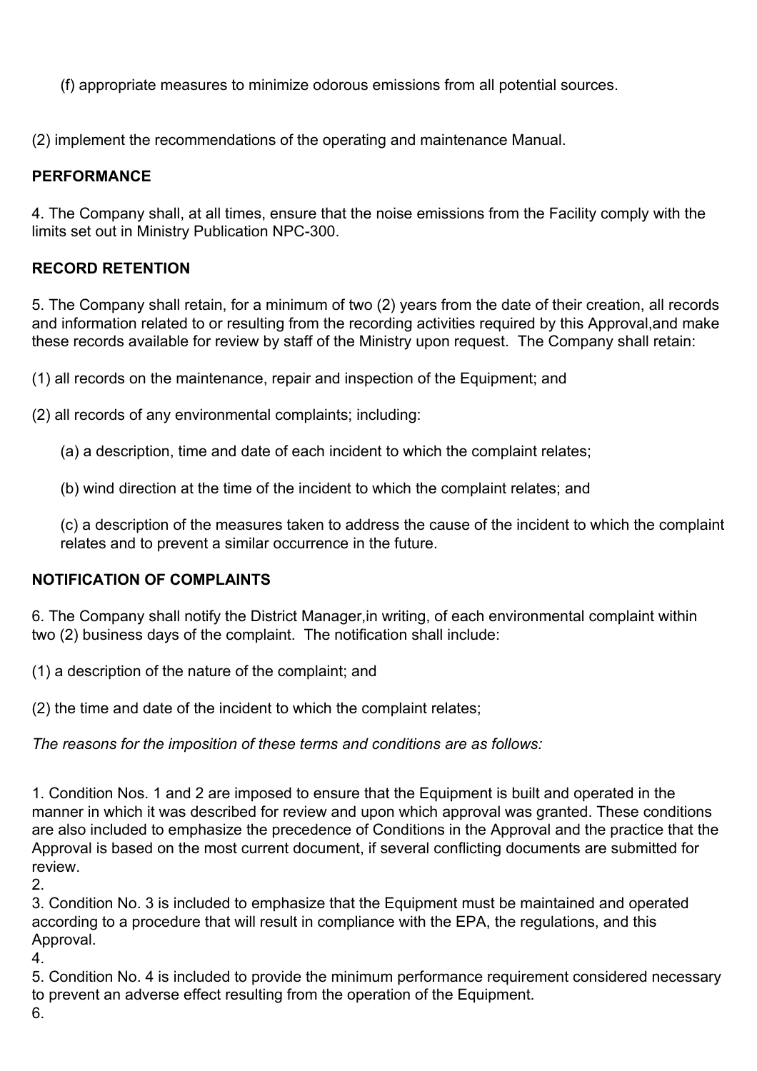(f) appropriate measures to minimize odorous emissions from all potential sources.

(2) implement the recommendations of the operating and maintenance Manual.

**PERFORMANCE**

4. The Company shall, at all times, ensure that the noise emissions from the Facility comply with the limits set out in Ministry Publication NPC-300.

**RECORD RETENTION**

5. The Company shall retain, for a minimum of two (2) years from the date of their creation, all records and information related to or resulting from the recording activities required by this Approval,and make these records available for review by staff of the Ministry upon request.  The Company shall retain:

(1) all records on the maintenance, repair and inspection of the Equipment; and

(2) all records of any environmental complaints; including:

(a) a description, time and date of each incident to which the complaint relates;

(b) wind direction at the time of the incident to which the complaint relates; and

(c) a description of the measures taken to address the cause of the incident to which the complaint relates and to prevent a similar occurrence in the future.

**NOTIFICATION OF COMPLAINTS**

6. The Company shall notify the District Manager,in writing, of each environmental complaint within two (2) business days of the complaint.  The notification shall include:

(1) a description of the nature of the complaint; and

(2) the time and date of the incident to which the complaint relates;

*The reasons for the imposition of these terms and conditions are as follows:*

1. Condition Nos. 1 and 2 are imposed to ensure that the Equipment is built and operated in the manner in which it was described for review and upon which approval was granted. These conditions are also included to emphasize the precedence of Conditions in the Approval and the practice that the Approval is based on the most current document, if several conflicting documents are submitted for review.
2.
3. Condition No. 3 is included to emphasize that the Equipment must be maintained and operated according to a procedure that will result in compliance with the EPA, the regulations, and this Approval.
4.
5. Condition No. 4 is included to provide the minimum performance requirement considered necessary to prevent an adverse effect resulting from the operation of the Equipment.
6.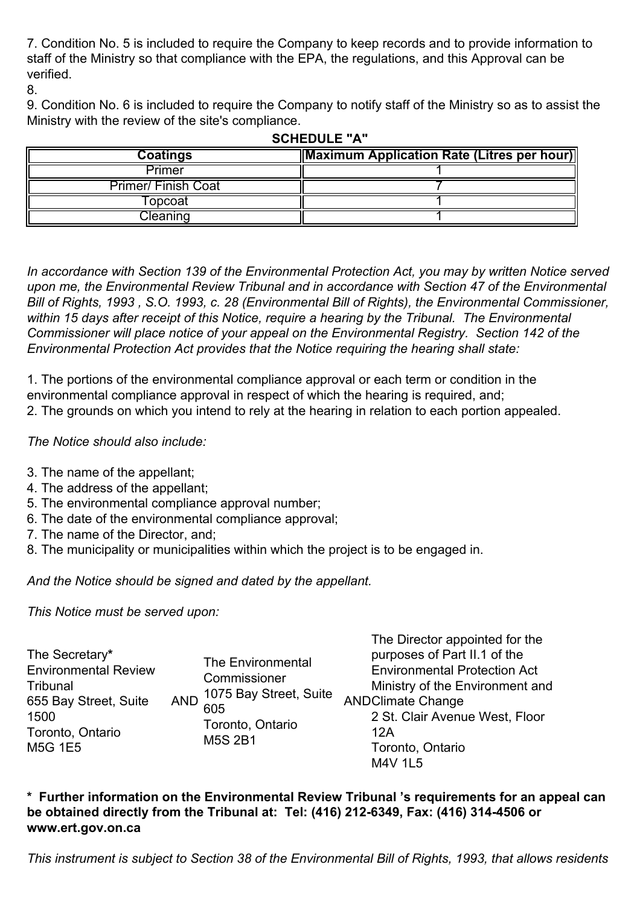7. Condition No. 5 is included to require the Company to keep records and to provide information to staff of the Ministry so that compliance with the EPA, the regulations, and this Approval can be verified.

8.

9. Condition No. 6 is included to require the Company to notify staff of the Ministry so as to assist the Ministry with the review of the site's compliance.

**SCHEDULE "A"**

| Coatings | Maximum Application Rate (Litres per hour) |
|---|---|
| Primer | 1 |
| Primer/ Finish Coat | 7 |
| Topcoat | 1 |
| Cleaning | 1 |

*In accordance with Section 139 of the Environmental Protection Act, you may by written Notice served upon me, the Environmental Review Tribunal and in accordance with Section 47 of the Environmental Bill of Rights, 1993 , S.O. 1993, c. 28 (Environmental Bill of Rights), the Environmental Commissioner, within 15 days after receipt of this Notice, require a hearing by the Tribunal. The Environmental Commissioner will place notice of your appeal on the Environmental Registry. Section 142 of the Environmental Protection Act provides that the Notice requiring the hearing shall state:*

1. The portions of the environmental compliance approval or each term or condition in the environmental compliance approval in respect of which the hearing is required, and;
2. The grounds on which you intend to rely at the hearing in relation to each portion appealed.

*The Notice should also include:*

3. The name of the appellant;
4. The address of the appellant;
5. The environmental compliance approval number;
6. The date of the environmental compliance approval;
7. The name of the Director, and;
8. The municipality or municipalities within which the project is to be engaged in.

*And the Notice should be signed and dated by the appellant.*

*This Notice must be served upon:*

| | | | | |
|---|---|---|---|---|
| The Secretary**\***<br>Environmental Review Tribunal<br>655 Bay Street, Suite 1500<br>Toronto, Ontario<br>M5G 1E5 | AND | The Environmental Commissioner<br>1075 Bay Street, Suite 605<br>Toronto, Ontario<br>M5S 2B1 | AND | The Director appointed for the purposes of Part II.1 of the Environmental Protection Act<br>Ministry of the Environment and Climate Change<br>2 St. Clair Avenue West, Floor 12A<br>Toronto, Ontario<br>M4V 1L5 |

**\* Further information on the Environmental Review Tribunal 's requirements for an appeal can be obtained directly from the Tribunal at: Tel: (416) 212-6349, Fax: (416) 314-4506 or www.ert.gov.on.ca**

*This instrument is subject to Section 38 of the Environmental Bill of Rights, 1993, that allows residents*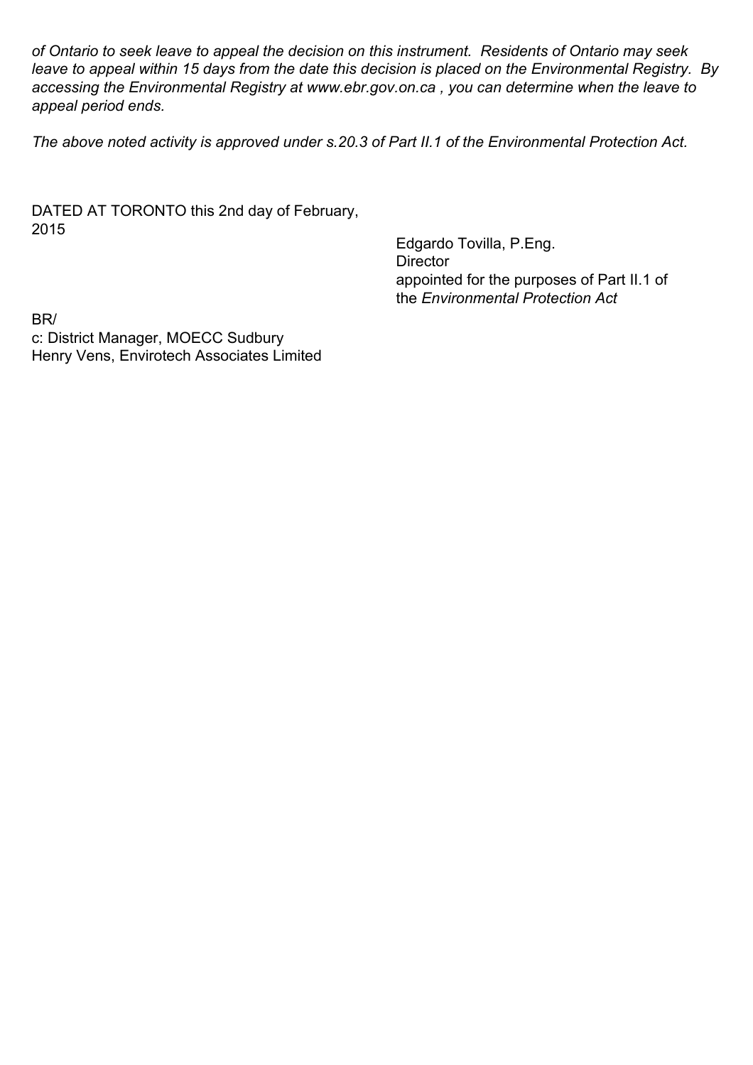*of Ontario to seek leave to appeal the decision on this instrument. Residents of Ontario may seek leave to appeal within 15 days from the date this decision is placed on the Environmental Registry. By accessing the Environmental Registry at www.ebr.gov.on.ca , you can determine when the leave to appeal period ends.*

*The above noted activity is approved under s.20.3 of Part II.1 of the Environmental Protection Act.*

DATED AT TORONTO this 2nd day of February, 2015

Edgardo Tovilla, P.Eng.
Director
appointed for the purposes of Part II.1 of the *Environmental Protection Act*

BR/
c: District Manager, MOECC Sudbury
Henry Vens, Envirotech Associates Limited